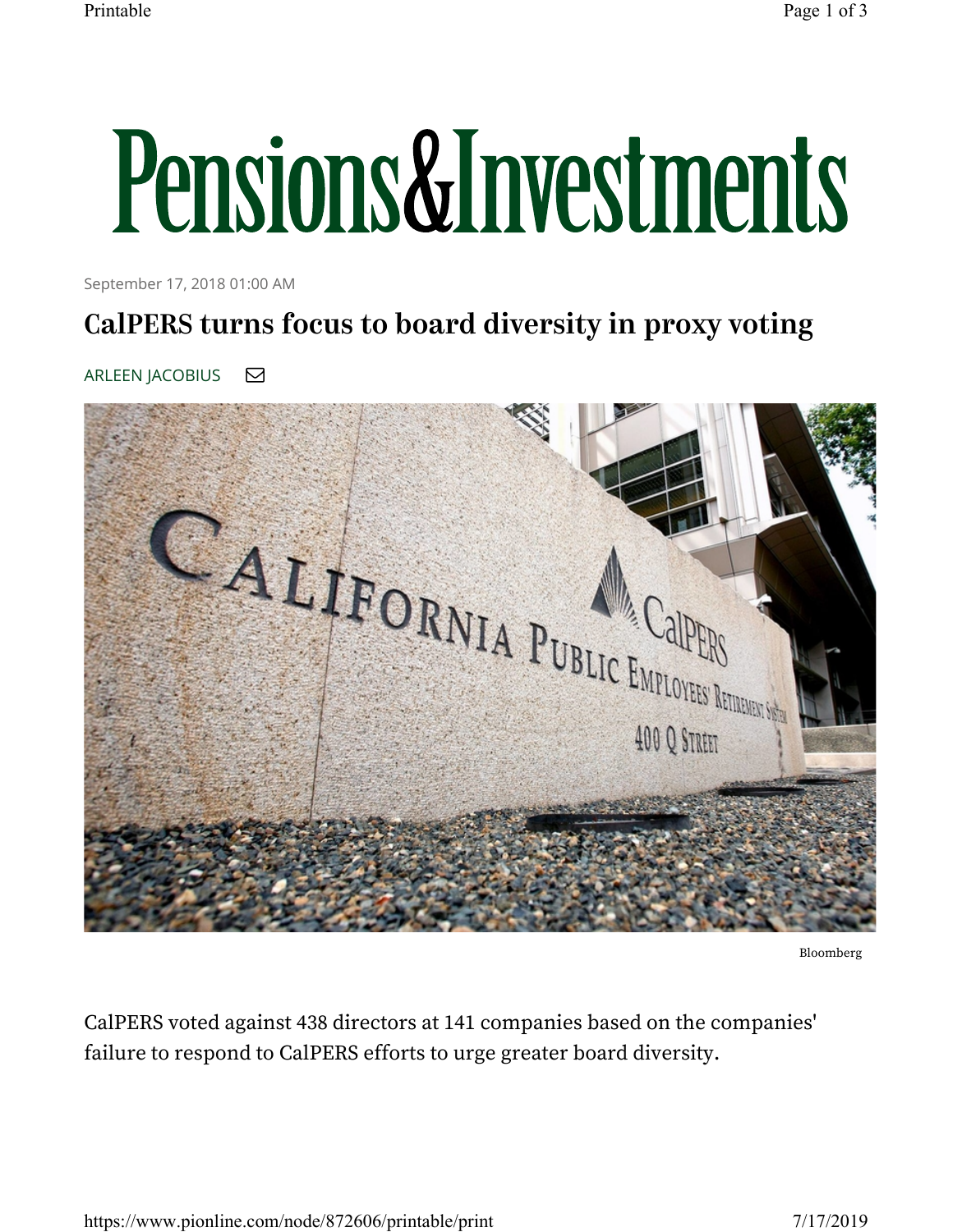# Pensions&Investments

September 17, 2018 01:00 AM

## CalPERS turns focus to board diversity in proxy voting

ARLEEN JACOBIUS

Bloomberg

CalPERS voted against 438 directors at 141 companies based on the companies' failure to respond to CalPERS efforts to urge greater board diversity.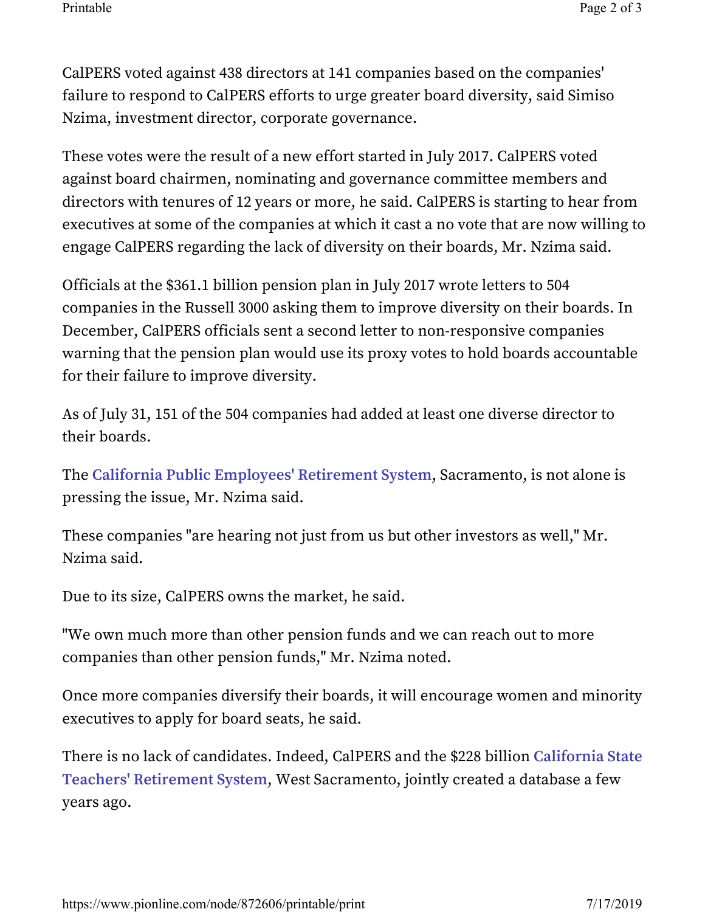CalPERS voted against 438 directors at 141 companies based on the companies' failure to respond to CalPERS efforts to urge greater board diversity, said Simiso Nzima, investment director, corporate governance.

These votes were the result of a new effort started in July 2017. CalPERS voted against board chairmen, nominating and governance committee members and directors with tenures of 12 years or more, he said. CalPERS is starting to hear from executives at some of the companies at which it cast a no vote that are now willing to engage CalPERS regarding the lack of diversity on their boards, Mr. Nzima said.

Officials at the $361.1 billion pension plan in July 2017 wrote letters to 504 companies in the Russell 3000 asking them to improve diversity on their boards. In December, CalPERS officials sent a second letter to non-responsive companies warning that the pension plan would use its proxy votes to hold boards accountable for their failure to improve diversity.

As of July 31, 151 of the 504 companies had added at least one diverse director to their boards.

The California Public Employees' Retirement System, Sacramento, is not alone is pressing the issue, Mr. Nzima said.

These companies "are hearing not just from us but other investors as well," Mr. Nzima said.

Due to its size, CalPERS owns the market, he said.

"We own much more than other pension funds and we can reach out to more companies than other pension funds," Mr. Nzima noted.

Once more companies diversify their boards, it will encourage women and minority executives to apply for board seats, he said.

There is no lack of candidates. Indeed, CalPERS and the $228 billion California State Teachers' Retirement System, West Sacramento, jointly created a database a few years ago.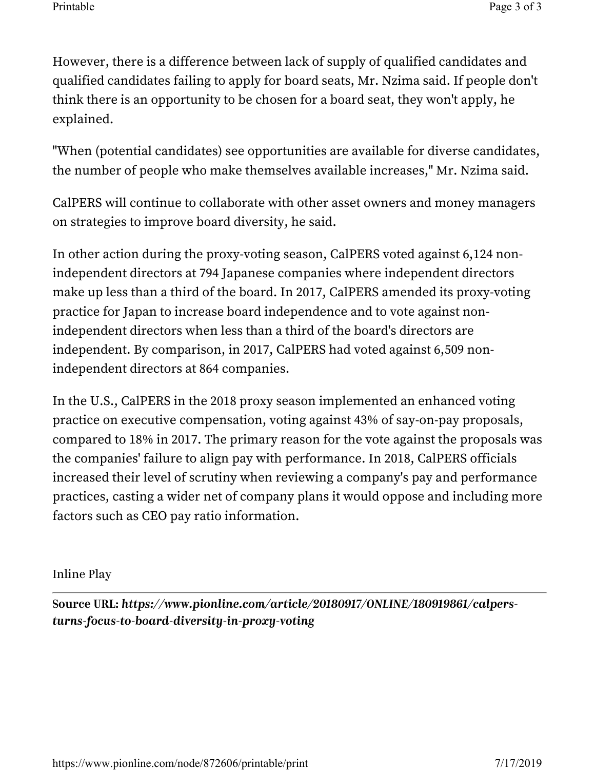However, there is a difference between lack of supply of qualified candidates and qualified candidates failing to apply for board seats, Mr. Nzima said. If people don't think there is an opportunity to be chosen for a board seat, they won't apply, he explained.

"When (potential candidates) see opportunities are available for diverse candidates, the number of people who make themselves available increases," Mr. Nzima said.

CalPERS will continue to collaborate with other asset owners and money managers on strategies to improve board diversity, he said.

In other action during the proxy-voting season, CalPERS voted against 6,124 non-independent directors at 794 Japanese companies where independent directors make up less than a third of the board. In 2017, CalPERS amended its proxy-voting practice for Japan to increase board independence and to vote against non-independent directors when less than a third of the board's directors are independent. By comparison, in 2017, CalPERS had voted against 6,509 non-independent directors at 864 companies.

In the U.S., CalPERS in the 2018 proxy season implemented an enhanced voting practice on executive compensation, voting against 43% of say-on-pay proposals, compared to 18% in 2017. The primary reason for the vote against the proposals was the companies' failure to align pay with performance. In 2018, CalPERS officials increased their level of scrutiny when reviewing a company's pay and performance practices, casting a wider net of company plans it would oppose and including more factors such as CEO pay ratio information.

Inline Play

---

**Source URL:** ***https://www.pionline.com/article/20180917/ONLINE/180919861/calpers-turns-focus-to-board-diversity-in-proxy-voting***